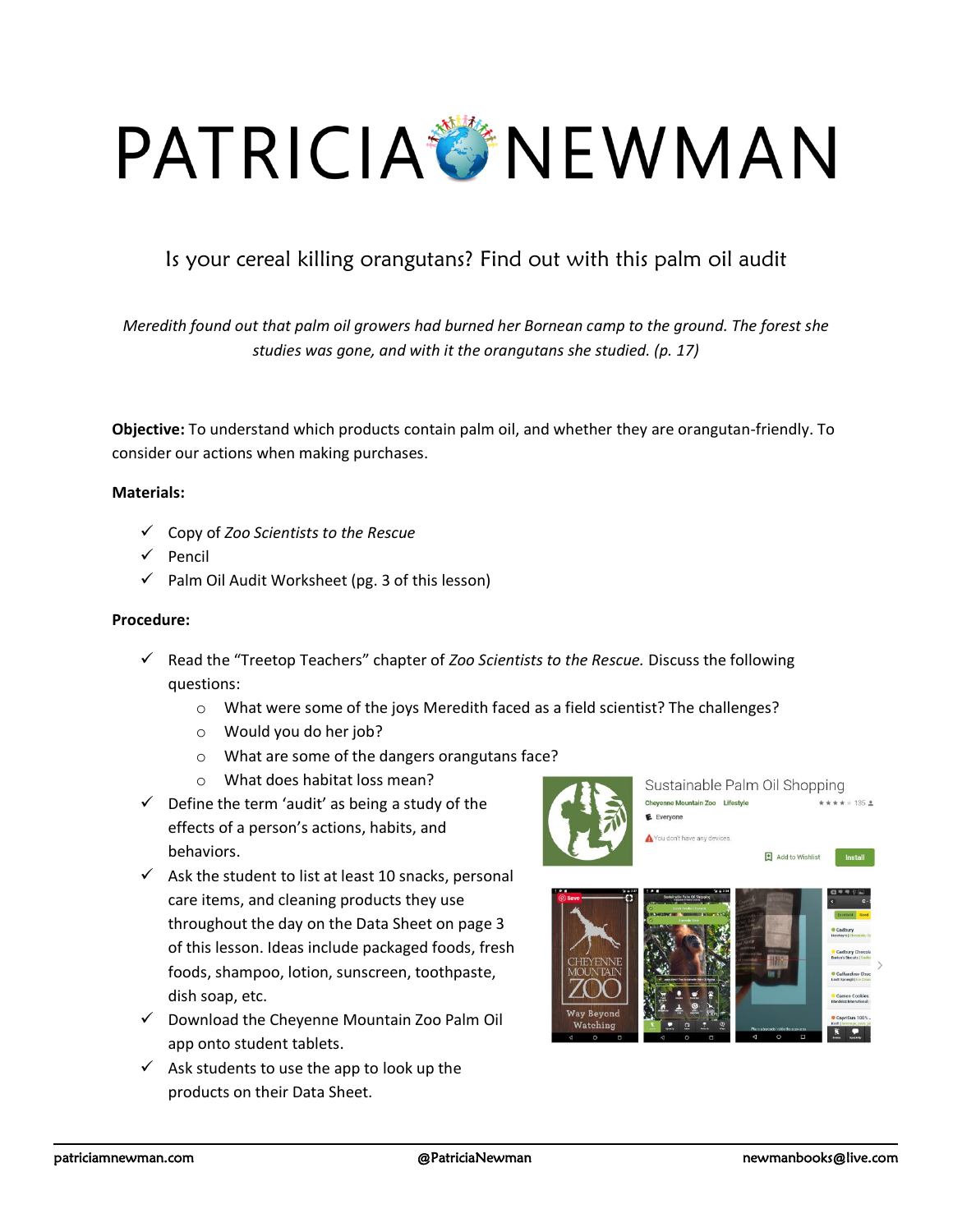# PATRICIA NEWMAN

## Is your cereal killing orangutans? Find out with this palm oil audit

*Meredith found out that palm oil growers had burned her Bornean camp to the ground. The forest she studies was gone, and with it the orangutans she studied. (p. 17)*

**Objective:** To understand which products contain palm oil, and whether they are orangutan-friendly. To consider our actions when making purchases.

**Materials:**

- ✓ Copy of *Zoo Scientists to the Rescue*
- ✓ Pencil
- ✓ Palm Oil Audit Worksheet (pg. 3 of this lesson)

**Procedure:**

- ✓ Read the "Treetop Teachers" chapter of *Zoo Scientists to the Rescue.* Discuss the following questions:
  - What were some of the joys Meredith faced as a field scientist? The challenges?
  - Would you do her job?
  - What are some of the dangers orangutans face?
  - What does habitat loss mean?
- ✓ Define the term 'audit' as being a study of the effects of a person's actions, habits, and behaviors.
- ✓ Ask the student to list at least 10 snacks, personal care items, and cleaning products they use throughout the day on the Data Sheet on page 3 of this lesson. Ideas include packaged foods, fresh foods, shampoo, lotion, sunscreen, toothpaste, dish soap, etc.
- ✓ Download the Cheyenne Mountain Zoo Palm Oil app onto student tablets.
- ✓ Ask students to use the app to look up the products on their Data Sheet.

patriciamnewman.com | @PatriciaNewman | newmanbooks@live.com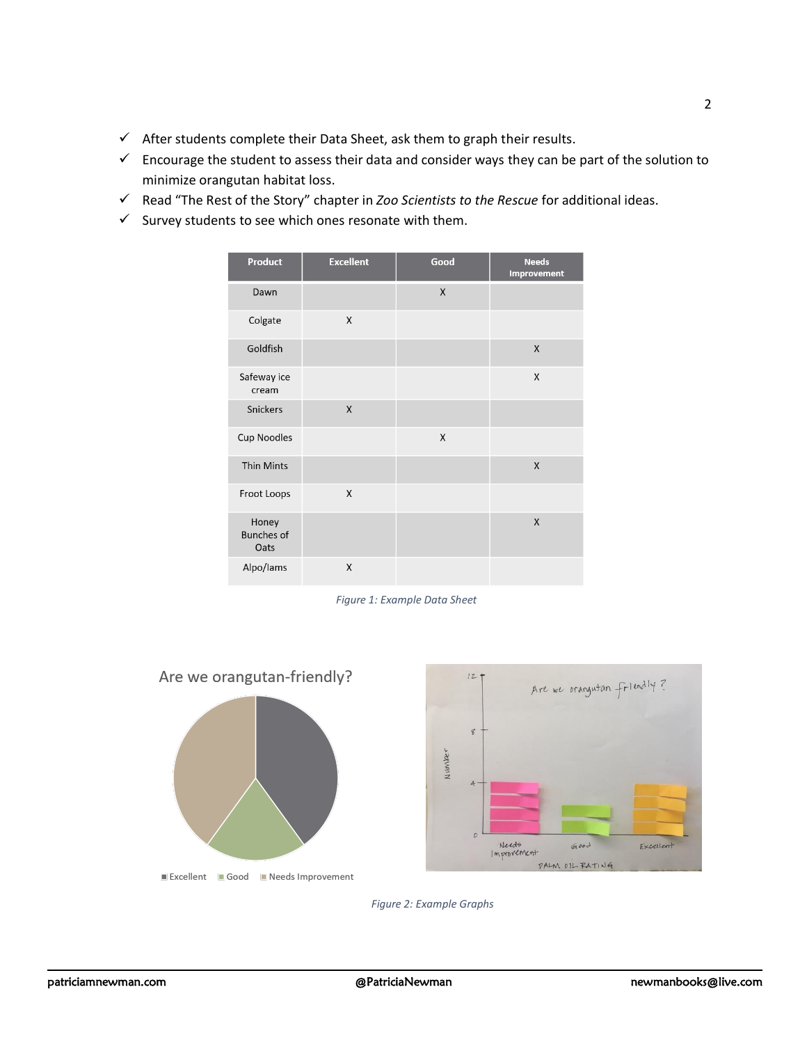- ✓ After students complete their Data Sheet, ask them to graph their results.
- ✓ Encourage the student to assess their data and consider ways they can be part of the solution to minimize orangutan habitat loss.
- ✓ Read "The Rest of the Story" chapter in *Zoo Scientists to the Rescue* for additional ideas.
- ✓ Survey students to see which ones resonate with them.

| Product | Excellent | Good | Needs Improvement |
|---|---|---|---|
| Dawn | | X | |
| Colgate | X | | |
| Goldfish | | | X |
| Safeway ice cream | | | X |
| Snickers | X | | |
| Cup Noodles | | X | |
| Thin Mints | | | X |
| Froot Loops | X | | |
| Honey Bunches of Oats | | | X |
| Alpo/Iams | X | | |

*Figure 1: Example Data Sheet*

*Figure 2: Example Graphs*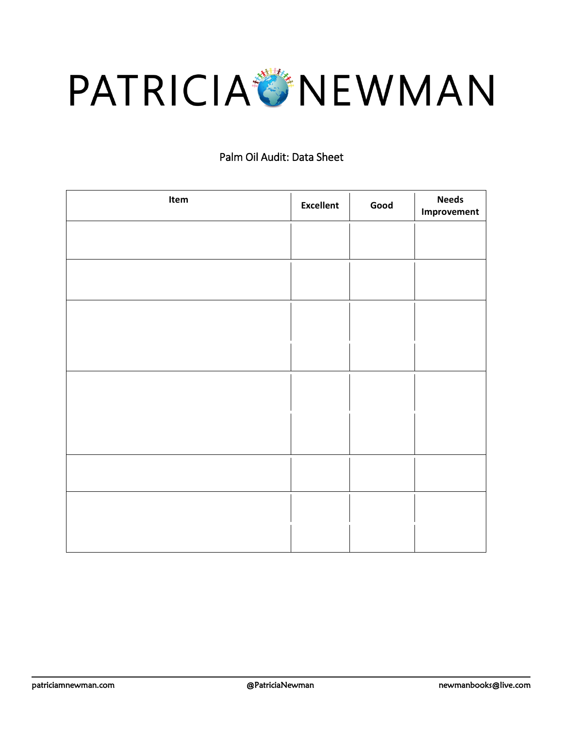# PATRICIA NEWMAN

Palm Oil Audit: Data Sheet

| Item | Excellent | Good | Needs Improvement |
| --- | --- | --- | --- |
| | | | |
| | | | |
| | | | |
| | | | |
| | | | |
| | | | |
| | | | |
| | | | |
| | | | |